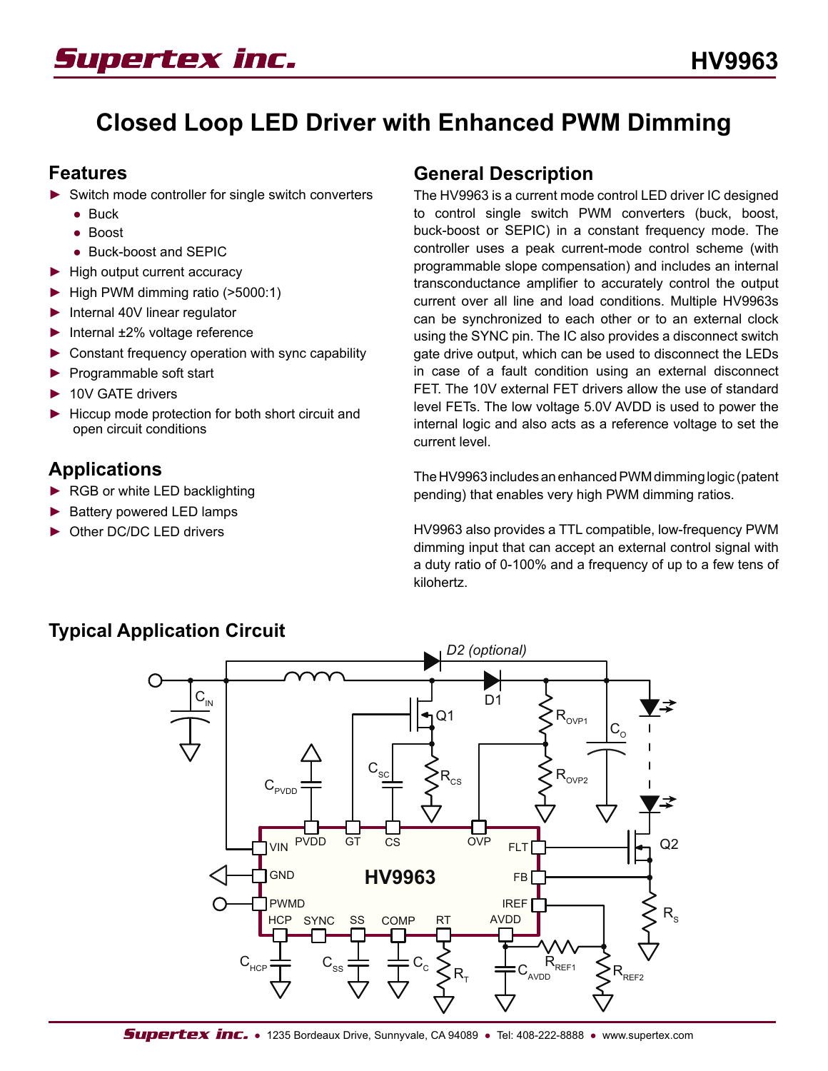# Closed Loop LED Driver with Enhanced PWM Dimming

## Features

- Switch mode controller for single switch converters
  - Buck
  - Boost
  - Buck-boost and SEPIC
- High output current accuracy
- High PWM dimming ratio (>5000:1)
- Internal 40V linear regulator
- Internal ±2% voltage reference
- Constant frequency operation with sync capability
- Programmable soft start
- 10V GATE drivers
- Hiccup mode protection for both short circuit and open circuit conditions

## Applications

- RGB or white LED backlighting
- Battery powered LED lamps
- Other DC/DC LED drivers

## General Description

The HV9963 is a current mode control LED driver IC designed to control single switch PWM converters (buck, boost, buck-boost or SEPIC) in a constant frequency mode. The controller uses a peak current-mode control scheme (with programmable slope compensation) and includes an internal transconductance amplifier to accurately control the output current over all line and load conditions. Multiple HV9963s can be synchronized to each other or to an external clock using the SYNC pin. The IC also provides a disconnect switch gate drive output, which can be used to disconnect the LEDs in case of a fault condition using an external disconnect FET. The 10V external FET drivers allow the use of standard level FETs. The low voltage 5.0V AVDD is used to power the internal logic and also acts as a reference voltage to set the current level.

The HV9963 includes an enhanced PWM dimming logic (patent pending) that enables very high PWM dimming ratios.

HV9963 also provides a TTL compatible, low-frequency PWM dimming input that can accept an external control signal with a duty ratio of 0-100% and a frequency of up to a few tens of kilohertz.

## Typical Application Circuit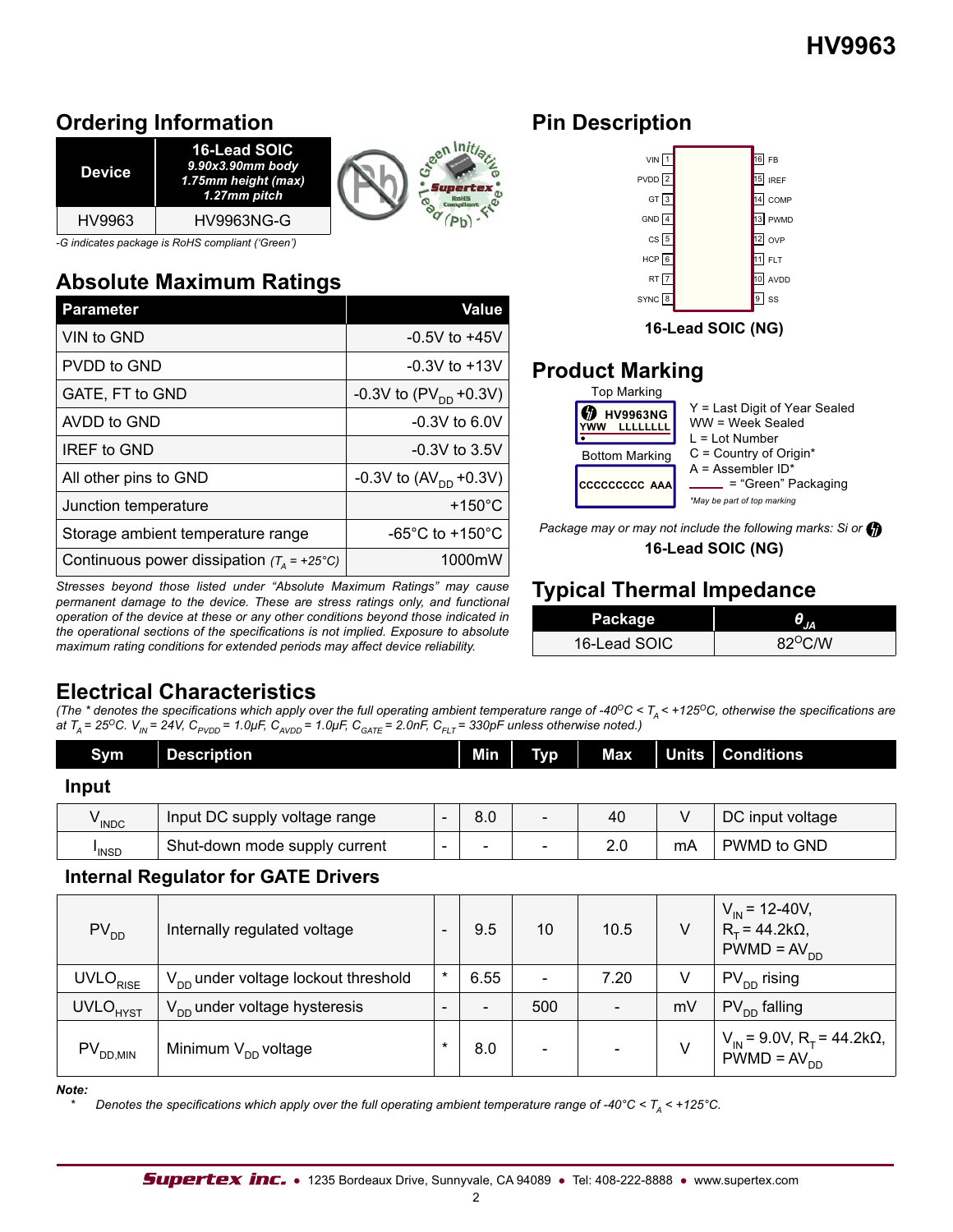## Ordering Information

| Device | 16-Lead SOIC 9.90x3.90mm body 1.75mm height (max) 1.27mm pitch |
|---|---|
| HV9963 | HV9963NG-G |

*-G indicates package is RoHS compliant ('Green')*

## Absolute Maximum Ratings

| Parameter | Value |
|---|---|
| VIN to GND | -0.5V to +45V |
| PVDD to GND | -0.3V to +13V |
| GATE, FT to GND | -0.3V to ($PV_{DD}$ +0.3V) |
| AVDD to GND | -0.3V to 6.0V |
| IREF to GND | -0.3V to 3.5V |
| All other pins to GND | -0.3V to ($AV_{DD}$ +0.3V) |
| Junction temperature | +150°C |
| Storage ambient temperature range | -65°C to +150°C |
| Continuous power dissipation ($T_A$ = +25°C) | 1000mW |

*Stresses beyond those listed under "Absolute Maximum Ratings" may cause permanent damage to the device. These are stress ratings only, and functional operation of the device at these or any other conditions beyond those indicated in the operational sections of the specifications is not implied. Exposure to absolute maximum rating conditions for extended periods may affect device reliability.*

## Pin Description

| Pin | Name | Pin | Name |
|---|---|---|---|
| 1 | VIN | 16 | FB |
| 2 | PVDD | 15 | IREF |
| 3 | GT | 14 | COMP |
| 4 | GND | 13 | PWMD |
| 5 | CS | 12 | OVP |
| 6 | HCP | 11 | FLT |
| 7 | RT | 10 | AVDD |
| 8 | SYNC | 9 | SS |

**16-Lead SOIC (NG)**

## Product Marking

Top Marking: HV9963NG / YWW LLLLLLLL

Bottom Marking: CCCCCCCCC AAA

Y = Last Digit of Year Sealed
WW = Week Sealed
L = Lot Number
C = Country of Origin*
A = Assembler ID*
\_\_\_\_ = "Green" Packaging

*\*May be part of top marking*

*Package may or may not include the following marks: Si or*

**16-Lead SOIC (NG)**

## Typical Thermal Impedance

| Package | $\theta_{JA}$ |
|---|---|
| 16-Lead SOIC | 82°C/W |

## Electrical Characteristics

*(The \* denotes the specifications which apply over the full operating ambient temperature range of -40°C < $T_A$ < +125°C, otherwise the specifications are at $T_A$ = 25°C. $V_{IN}$ = 24V, $C_{PVDD}$ = 1.0µF, $C_{AVDD}$ = 1.0µF, $C_{GATE}$ = 2.0nF, $C_{FLT}$ = 330pF unless otherwise noted.)*

| Sym | Description | | Min | Typ | Max | Units | Conditions |
|---|---|---|---|---|---|---|---|
| **Input** | | | | | | | |
| $V_{INDC}$ | Input DC supply voltage range | - | 8.0 | - | 40 | V | DC input voltage |
| $I_{INSD}$ | Shut-down mode supply current | - | - | - | 2.0 | mA | PWMD to GND |
| **Internal Regulator for GATE Drivers** | | | | | | | |
| $PV_{DD}$ | Internally regulated voltage | - | 9.5 | 10 | 10.5 | V | $V_{IN}$ = 12-40V, $R_T$ = 44.2kΩ, PWMD = $AV_{DD}$ |
| $UVLO_{RISE}$ | $V_{DD}$ under voltage lockout threshold | * | 6.55 | - | 7.20 | V | $PV_{DD}$ rising |
| $UVLO_{HYST}$ | $V_{DD}$ under voltage hysteresis | - | - | 500 | - | mV | $PV_{DD}$ falling |
| $PV_{DD,MIN}$ | Minimum $V_{DD}$ voltage | * | 8.0 | - | - | V | $V_{IN}$ = 9.0V, $R_T$ = 44.2kΩ, PWMD = $AV_{DD}$ |

***Note:***

\* Denotes the specifications which apply over the full operating ambient temperature range of -40°C < $T_A$ < +125°C.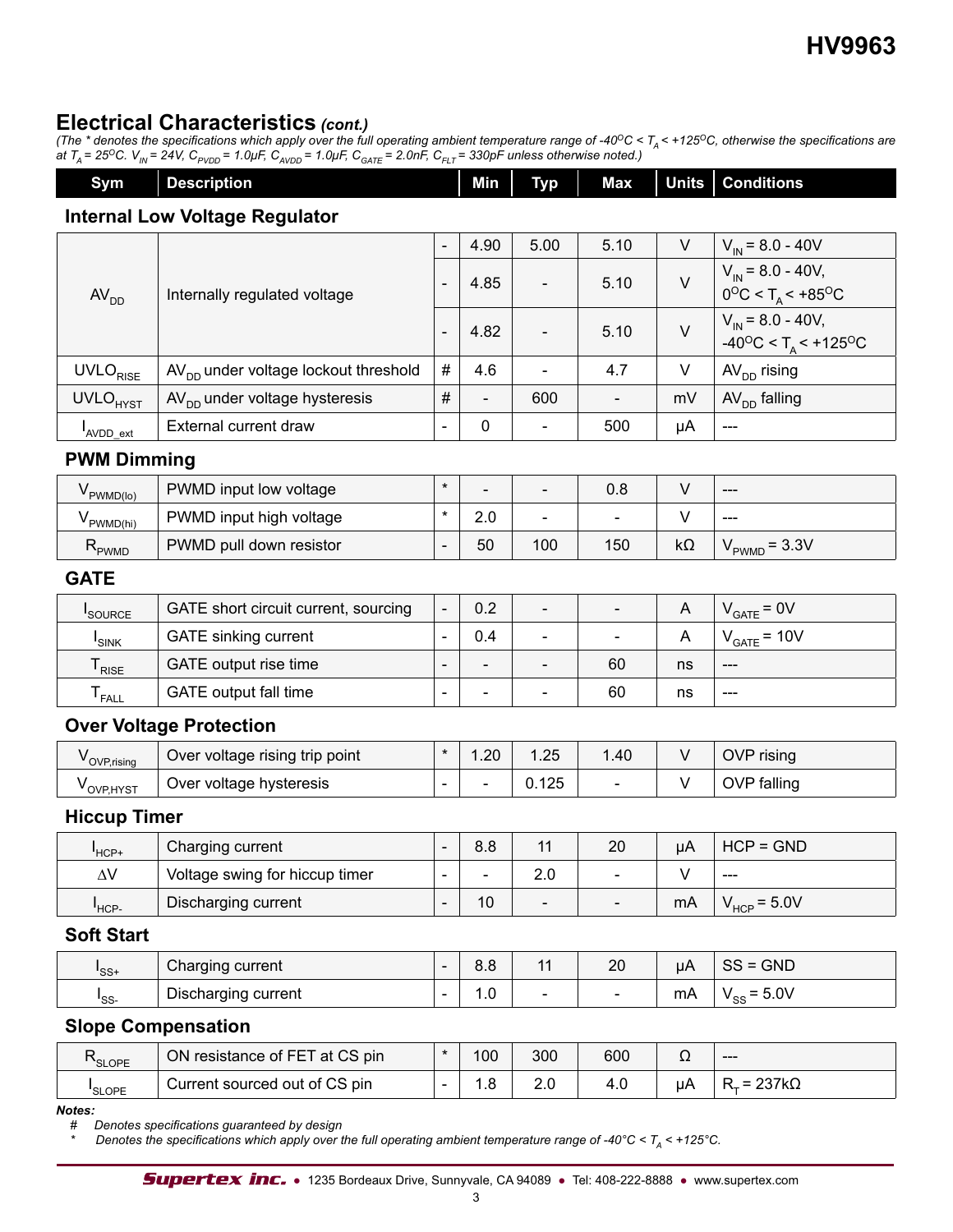## Electrical Characteristics *(cont.)*

*(The * denotes the specifications which apply over the full operating ambient temperature range of -40°C < $T_A$ < +125°C, otherwise the specifications are at $T_A$ = 25°C. $V_{IN}$ = 24V, $C_{PVDD}$ = 1.0µF, $C_{AVDD}$ = 1.0µF, $C_{GATE}$ = 2.0nF, $C_{FLT}$ = 330pF unless otherwise noted.)*

| Sym | Description | | Min | Typ | Max | Units | Conditions |
|---|---|---|---|---|---|---|---|
| **Internal Low Voltage Regulator** | | | | | | | |
| $AV_{DD}$ | Internally regulated voltage | - | 4.90 | 5.00 | 5.10 | V | $V_{IN}$ = 8.0 - 40V |
| | | - | 4.85 | - | 5.10 | V | $V_{IN}$ = 8.0 - 40V, 0°C < $T_A$ < +85°C |
| | | - | 4.82 | - | 5.10 | V | $V_{IN}$ = 8.0 - 40V, -40°C < $T_A$ < +125°C |
| $UVLO_{RISE}$ | $AV_{DD}$ under voltage lockout threshold | # | 4.6 | - | 4.7 | V | $AV_{DD}$ rising |
| $UVLO_{HYST}$ | $AV_{DD}$ under voltage hysteresis | # | - | 600 | - | mV | $AV_{DD}$ falling |
| $I_{AVDD\_ext}$ | External current draw | - | 0 | - | 500 | µA | --- |
| **PWM Dimming** | | | | | | | |
| $V_{PWMD(lo)}$ | PWMD input low voltage | * | - | - | 0.8 | V | --- |
| $V_{PWMD(hi)}$ | PWMD input high voltage | * | 2.0 | - | - | V | --- |
| $R_{PWMD}$ | PWMD pull down resistor | - | 50 | 100 | 150 | kΩ | $V_{PWMD}$ = 3.3V |
| **GATE** | | | | | | | |
| $I_{SOURCE}$ | GATE short circuit current, sourcing | - | 0.2 | - | - | A | $V_{GATE}$ = 0V |
| $I_{SINK}$ | GATE sinking current | - | 0.4 | - | - | A | $V_{GATE}$ = 10V |
| $T_{RISE}$ | GATE output rise time | - | - | - | 60 | ns | --- |
| $T_{FALL}$ | GATE output fall time | - | - | - | 60 | ns | --- |
| **Over Voltage Protection** | | | | | | | |
| $V_{OVP,rising}$ | Over voltage rising trip point | * | 1.20 | 1.25 | 1.40 | V | OVP rising |
| $V_{OVP,HYST}$ | Over voltage hysteresis | - | - | 0.125 | - | V | OVP falling |
| **Hiccup Timer** | | | | | | | |
| $I_{HCP+}$ | Charging current | - | 8.8 | 11 | 20 | µA | HCP = GND |
| $\Delta V$ | Voltage swing for hiccup timer | - | - | 2.0 | - | V | --- |
| $I_{HCP-}$ | Discharging current | - | 10 | - | - | mA | $V_{HCP}$ = 5.0V |
| **Soft Start** | | | | | | | |
| $I_{SS+}$ | Charging current | - | 8.8 | 11 | 20 | µA | SS = GND |
| $I_{SS-}$ | Discharging current | - | 1.0 | - | - | mA | $V_{SS}$ = 5.0V |
| **Slope Compensation** | | | | | | | |
| $R_{SLOPE}$ | ON resistance of FET at CS pin | * | 100 | 300 | 600 | Ω | --- |
| $I_{SLOPE}$ | Current sourced out of CS pin | - | 1.8 | 2.0 | 4.0 | µA | $R_T$ = 237kΩ |

***Notes:***

\# *Denotes specifications guaranteed by design*

\* *Denotes the specifications which apply over the full operating ambient temperature range of -40°C < $T_A$ < +125°C.*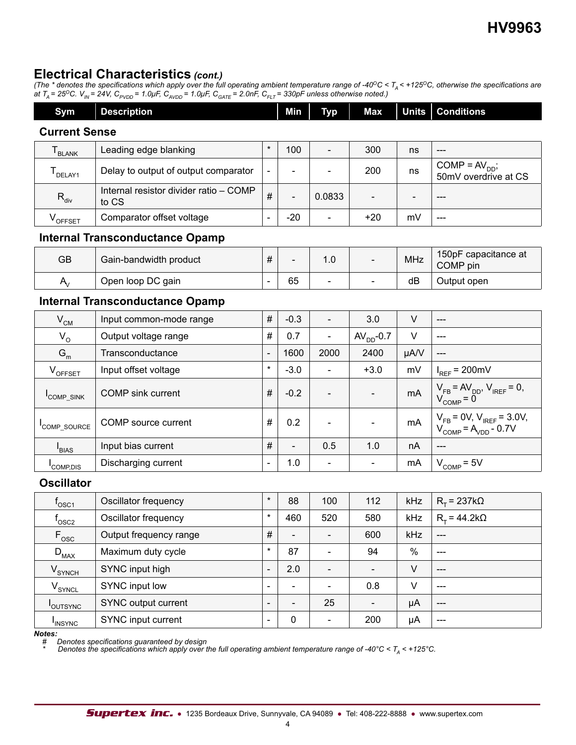## Electrical Characteristics *(cont.)*

*(The * denotes the specifications which apply over the full operating ambient temperature range of -40°C < $T_A$ < +125°C, otherwise the specifications are at $T_A$ = 25°C. $V_{IN}$ = 24V, $C_{PVDD}$ = 1.0µF, $C_{AVDD}$ = 1.0µF, $C_{GATE}$ = 2.0nF, $C_{FLT}$ = 330pF unless otherwise noted.)*

| Sym | Description | | Min | Typ | Max | Units | Conditions |
|---|---|---|---|---|---|---|---|
| **Current Sense** | | | | | | | |
| $T_{BLANK}$ | Leading edge blanking | * | 100 | - | 300 | ns | --- |
| $T_{DELAY1}$ | Delay to output of output comparator | - | - | - | 200 | ns | COMP = $AV_{DD}$; 50mV overdrive at CS |
| $R_{div}$ | Internal resistor divider ratio – COMP to CS | # | - | 0.0833 | - | - | --- |
| $V_{OFFSET}$ | Comparator offset voltage | - | -20 | - | +20 | mV | --- |
| **Internal Transconductance Opamp** | | | | | | | |
| GB | Gain-bandwidth product | # | - | 1.0 | - | MHz | 150pF capacitance at COMP pin |
| $A_V$ | Open loop DC gain | - | 65 | - | - | dB | Output open |
| **Internal Transconductance Opamp** | | | | | | | |
| $V_{CM}$ | Input common-mode range | # | -0.3 | - | 3.0 | V | --- |
| $V_O$ | Output voltage range | # | 0.7 | - | $AV_{DD}$-0.7 | V | --- |
| $G_m$ | Transconductance | - | 1600 | 2000 | 2400 | µA/V | --- |
| $V_{OFFSET}$ | Input offset voltage | * | -3.0 | - | +3.0 | mV | $I_{REF}$ = 200mV |
| $I_{COMP\_SINK}$ | COMP sink current | # | -0.2 | - | - | mA | $V_{FB}$ = $AV_{DD}$, $V_{IREF}$ = 0, $V_{COMP}$ = 0 |
| $I_{COMP\_SOURCE}$ | COMP source current | # | 0.2 | - | - | mA | $V_{FB}$ = 0V, $V_{IREF}$ = 3.0V, $V_{COMP}$ = $A_{VDD}$ - 0.7V |
| $I_{BIAS}$ | Input bias current | # | - | 0.5 | 1.0 | nA | --- |
| $I_{COMP,DIS}$ | Discharging current | - | 1.0 | - | - | mA | $V_{COMP}$ = 5V |
| **Oscillator** | | | | | | | |
| $f_{OSC1}$ | Oscillator frequency | * | 88 | 100 | 112 | kHz | $R_T$ = 237kΩ |
| $f_{OSC2}$ | Oscillator frequency | * | 460 | 520 | 580 | kHz | $R_T$ = 44.2kΩ |
| $F_{OSC}$ | Output frequency range | # | - | - | 600 | kHz | --- |
| $D_{MAX}$ | Maximum duty cycle | * | 87 | - | 94 | % | --- |
| $V_{SYNCH}$ | SYNC input high | - | 2.0 | - | - | V | --- |
| $V_{SYNCL}$ | SYNC input low | - | - | - | 0.8 | V | --- |
| $I_{OUTSYNC}$ | SYNC output current | - | - | 25 | - | µA | --- |
| $I_{INSYNC}$ | SYNC input current | - | 0 | - | 200 | µA | --- |

***Notes:***

\# *Denotes specifications guaranteed by design*

\* *Denotes the specifications which apply over the full operating ambient temperature range of -40°C < $T_A$ < +125°C.*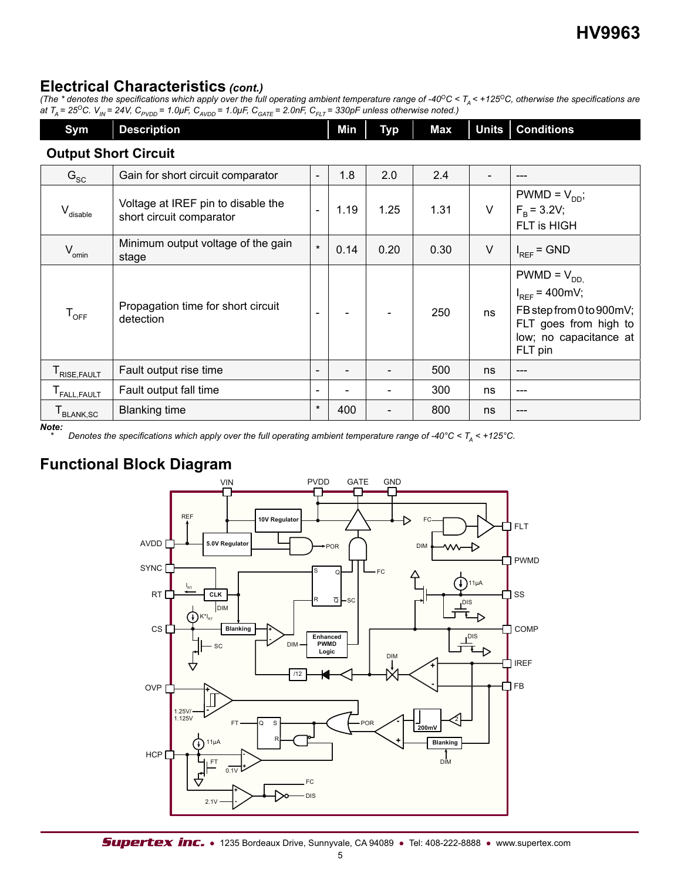## Electrical Characteristics *(cont.)*

*(The * denotes the specifications which apply over the full operating ambient temperature range of -40°C < $T_A$ < +125°C, otherwise the specifications are at $T_A$ = 25°C. $V_{IN}$ = 24V, $C_{PVDD}$ = 1.0µF, $C_{AVDD}$ = 1.0µF, $C_{GATE}$ = 2.0nF, $C_{FLT}$ = 330pF unless otherwise noted.)*

| Sym | Description | | Min | Typ | Max | Units | Conditions |
|---|---|---|---|---|---|---|---|
| **Output Short Circuit** | | | | | | | |
| $G_{SC}$ | Gain for short circuit comparator | - | 1.8 | 2.0 | 2.4 | - | --- |
| $V_{disable}$ | Voltage at IREF pin to disable the short circuit comparator | - | 1.19 | 1.25 | 1.31 | V | PWMD = $V_{DD}$; $F_B$ = 3.2V; FLT is HIGH |
| $V_{omin}$ | Minimum output voltage of the gain stage | * | 0.14 | 0.20 | 0.30 | V | $I_{REF}$ = GND |
| $T_{OFF}$ | Propagation time for short circuit detection | - | - | - | 250 | ns | PWMD = $V_{DD}$, $I_{REF}$ = 400mV; FB step from 0 to 900mV; FLT goes from high to low; no capacitance at FLT pin |
| $T_{RISE,FAULT}$ | Fault output rise time | - | - | - | 500 | ns | --- |
| $T_{FALL,FAULT}$ | Fault output fall time | - | - | - | 300 | ns | --- |
| $T_{BLANK,SC}$ | Blanking time | * | 400 | - | 800 | ns | --- |

**Note:**
\* *Denotes the specifications which apply over the full operating ambient temperature range of -40°C < $T_A$ < +125°C.*

## Functional Block Diagram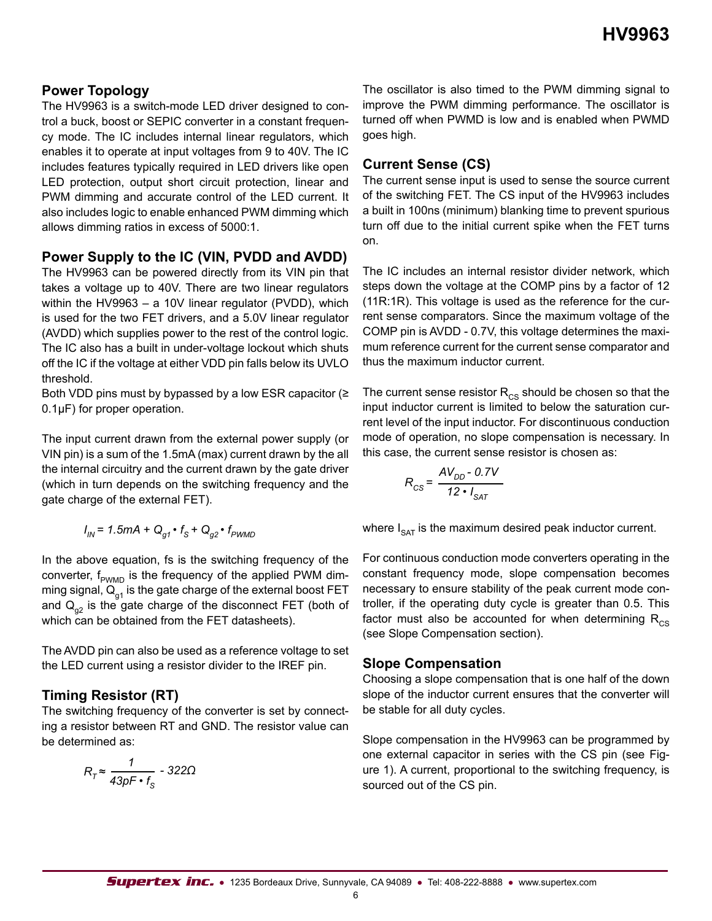## Power Topology

The HV9963 is a switch-mode LED driver designed to control a buck, boost or SEPIC converter in a constant frequency mode. The IC includes internal linear regulators, which enables it to operate at input voltages from 9 to 40V. The IC includes features typically required in LED drivers like open LED protection, output short circuit protection, linear and PWM dimming and accurate control of the LED current. It also includes logic to enable enhanced PWM dimming which allows dimming ratios in excess of 5000:1.

## Power Supply to the IC (VIN, PVDD and AVDD)

The HV9963 can be powered directly from its VIN pin that takes a voltage up to 40V. There are two linear regulators within the HV9963 – a 10V linear regulator (PVDD), which is used for the two FET drivers, and a 5.0V linear regulator (AVDD) which supplies power to the rest of the control logic. The IC also has a built in under-voltage lockout which shuts off the IC if the voltage at either VDD pin falls below its UVLO threshold.

Both VDD pins must by bypassed by a low ESR capacitor (≥ 0.1μF) for proper operation.

The input current drawn from the external power supply (or VIN pin) is a sum of the 1.5mA (max) current drawn by the all the internal circuitry and the current drawn by the gate driver (which in turn depends on the switching frequency and the gate charge of the external FET).

$$I_{IN} = 1.5mA + Q_{g1} \bullet f_S + Q_{g2} \bullet f_{PWMD}$$

In the above equation, fs is the switching frequency of the converter, $f_{PWMD}$ is the frequency of the applied PWM dimming signal, $Q_{g1}$ is the gate charge of the external boost FET and $Q_{g2}$ is the gate charge of the disconnect FET (both of which can be obtained from the FET datasheets).

The AVDD pin can also be used as a reference voltage to set the LED current using a resistor divider to the IREF pin.

## Timing Resistor (RT)

The switching frequency of the converter is set by connecting a resistor between RT and GND. The resistor value can be determined as:

$$R_T \approx \frac{1}{43pF \bullet f_S} - 322\Omega$$

The oscillator is also timed to the PWM dimming signal to improve the PWM dimming performance. The oscillator is turned off when PWMD is low and is enabled when PWMD goes high.

## Current Sense (CS)

The current sense input is used to sense the source current of the switching FET. The CS input of the HV9963 includes a built in 100ns (minimum) blanking time to prevent spurious turn off due to the initial current spike when the FET turns on.

The IC includes an internal resistor divider network, which steps down the voltage at the COMP pins by a factor of 12 (11R:1R). This voltage is used as the reference for the current sense comparators. Since the maximum voltage of the COMP pin is AVDD - 0.7V, this voltage determines the maximum reference current for the current sense comparator and thus the maximum inductor current.

The current sense resistor $R_{CS}$ should be chosen so that the input inductor current is limited to below the saturation current level of the input inductor. For discontinuous conduction mode of operation, no slope compensation is necessary. In this case, the current sense resistor is chosen as:

$$R_{CS} = \frac{AV_{DD} - 0.7V}{12 \bullet I_{SAT}}$$

where $I_{SAT}$ is the maximum desired peak inductor current.

For continuous conduction mode converters operating in the constant frequency mode, slope compensation becomes necessary to ensure stability of the peak current mode controller, if the operating duty cycle is greater than 0.5. This factor must also be accounted for when determining $R_{CS}$ (see Slope Compensation section).

## Slope Compensation

Choosing a slope compensation that is one half of the down slope of the inductor current ensures that the converter will be stable for all duty cycles.

Slope compensation in the HV9963 can be programmed by one external capacitor in series with the CS pin (see Figure 1). A current, proportional to the switching frequency, is sourced out of the CS pin.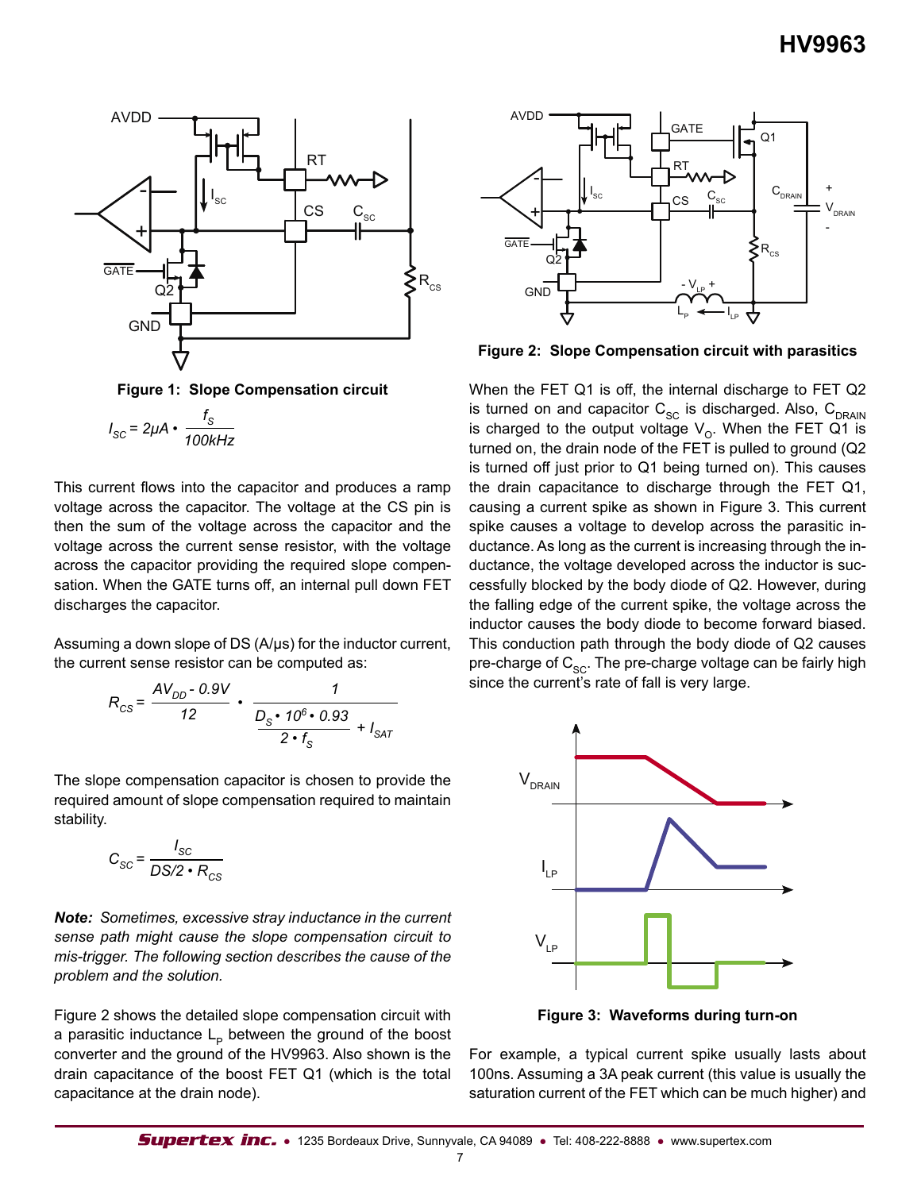**Figure 1: Slope Compensation circuit**

$$I_{SC} = 2\mu A \cdot \frac{f_S}{100kHz}$$

This current flows into the capacitor and produces a ramp voltage across the capacitor. The voltage at the CS pin is then the sum of the voltage across the capacitor and the voltage across the current sense resistor, with the voltage across the capacitor providing the required slope compensation. When the GATE turns off, an internal pull down FET discharges the capacitor.

Assuming a down slope of DS (A/μs) for the inductor current, the current sense resistor can be computed as:

$$R_{CS} = \frac{AV_{DD} - 0.9V}{12} \cdot \frac{1}{\dfrac{D_S \cdot 10^6 \cdot 0.93}{2 \cdot f_S} + I_{SAT}}$$

The slope compensation capacitor is chosen to provide the required amount of slope compensation required to maintain stability.

$$C_{SC} = \frac{I_{SC}}{DS/2 \cdot R_{CS}}$$

***Note:*** *Sometimes, excessive stray inductance in the current sense path might cause the slope compensation circuit to mis-trigger. The following section describes the cause of the problem and the solution.*

Figure 2 shows the detailed slope compensation circuit with a parasitic inductance $L_P$ between the ground of the boost converter and the ground of the HV9963. Also shown is the drain capacitance of the boost FET Q1 (which is the total capacitance at the drain node).

**Figure 2: Slope Compensation circuit with parasitics**

When the FET Q1 is off, the internal discharge to FET Q2 is turned on and capacitor $C_{SC}$ is discharged. Also, $C_{DRAIN}$ is charged to the output voltage $V_O$. When the FET Q1 is turned on, the drain node of the FET is pulled to ground (Q2 is turned off just prior to Q1 being turned on). This causes the drain capacitance to discharge through the FET Q1, causing a current spike as shown in Figure 3. This current spike causes a voltage to develop across the parasitic inductance. As long as the current is increasing through the inductance, the voltage developed across the inductor is successfully blocked by the body diode of Q2. However, during the falling edge of the current spike, the voltage across the inductor causes the body diode to become forward biased. This conduction path through the body diode of Q2 causes pre-charge of $C_{SC}$. The pre-charge voltage can be fairly high since the current's rate of fall is very large.

**Figure 3: Waveforms during turn-on**

For example, a typical current spike usually lasts about 100ns. Assuming a 3A peak current (this value is usually the saturation current of the FET which can be much higher) and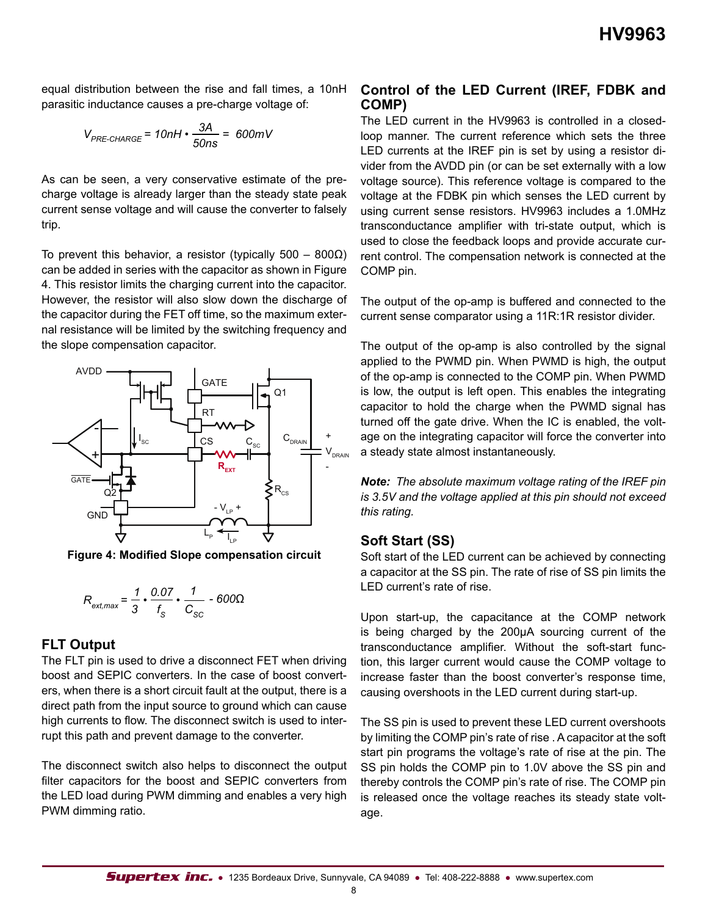equal distribution between the rise and fall times, a 10nH parasitic inductance causes a pre-charge voltage of:

$$V_{PRE\text{-}CHARGE} = 10nH \cdot \frac{3A}{50ns} = 600mV$$

As can be seen, a very conservative estimate of the pre-charge voltage is already larger than the steady state peak current sense voltage and will cause the converter to falsely trip.

To prevent this behavior, a resistor (typically 500 – 800Ω) can be added in series with the capacitor as shown in Figure 4. This resistor limits the charging current into the capacitor. However, the resistor will also slow down the discharge of the capacitor during the FET off time, so the maximum external resistance will be limited by the switching frequency and the slope compensation capacitor.

**Figure 4: Modified Slope compensation circuit**

$$R_{ext,max} = \frac{1}{3} \cdot \frac{0.07}{f_S} \cdot \frac{1}{C_{SC}} - 600\Omega$$

## FLT Output

The FLT pin is used to drive a disconnect FET when driving boost and SEPIC converters. In the case of boost converters, when there is a short circuit fault at the output, there is a direct path from the input source to ground which can cause high currents to flow. The disconnect switch is used to interrupt this path and prevent damage to the converter.

The disconnect switch also helps to disconnect the output filter capacitors for the boost and SEPIC converters from the LED load during PWM dimming and enables a very high PWM dimming ratio.

## Control of the LED Current (IREF, FDBK and COMP)

The LED current in the HV9963 is controlled in a closed-loop manner. The current reference which sets the three LED currents at the IREF pin is set by using a resistor divider from the AVDD pin (or can be set externally with a low voltage source). This reference voltage is compared to the voltage at the FDBK pin which senses the LED current by using current sense resistors. HV9963 includes a 1.0MHz transconductance amplifier with tri-state output, which is used to close the feedback loops and provide accurate current control. The compensation network is connected at the COMP pin.

The output of the op-amp is buffered and connected to the current sense comparator using a 11R:1R resistor divider.

The output of the op-amp is also controlled by the signal applied to the PWMD pin. When PWMD is high, the output of the op-amp is connected to the COMP pin. When PWMD is low, the output is left open. This enables the integrating capacitor to hold the charge when the PWMD signal has turned off the gate drive. When the IC is enabled, the voltage on the integrating capacitor will force the converter into a steady state almost instantaneously.

***Note:*** *The absolute maximum voltage rating of the IREF pin is 3.5V and the voltage applied at this pin should not exceed this rating.*

## Soft Start (SS)

Soft start of the LED current can be achieved by connecting a capacitor at the SS pin. The rate of rise of SS pin limits the LED current's rate of rise.

Upon start-up, the capacitance at the COMP network is being charged by the 200μA sourcing current of the transconductance amplifier. Without the soft-start function, this larger current would cause the COMP voltage to increase faster than the boost converter's response time, causing overshoots in the LED current during start-up.

The SS pin is used to prevent these LED current overshoots by limiting the COMP pin's rate of rise . A capacitor at the soft start pin programs the voltage's rate of rise at the pin. The SS pin holds the COMP pin to 1.0V above the SS pin and thereby controls the COMP pin's rate of rise. The COMP pin is released once the voltage reaches its steady state voltage.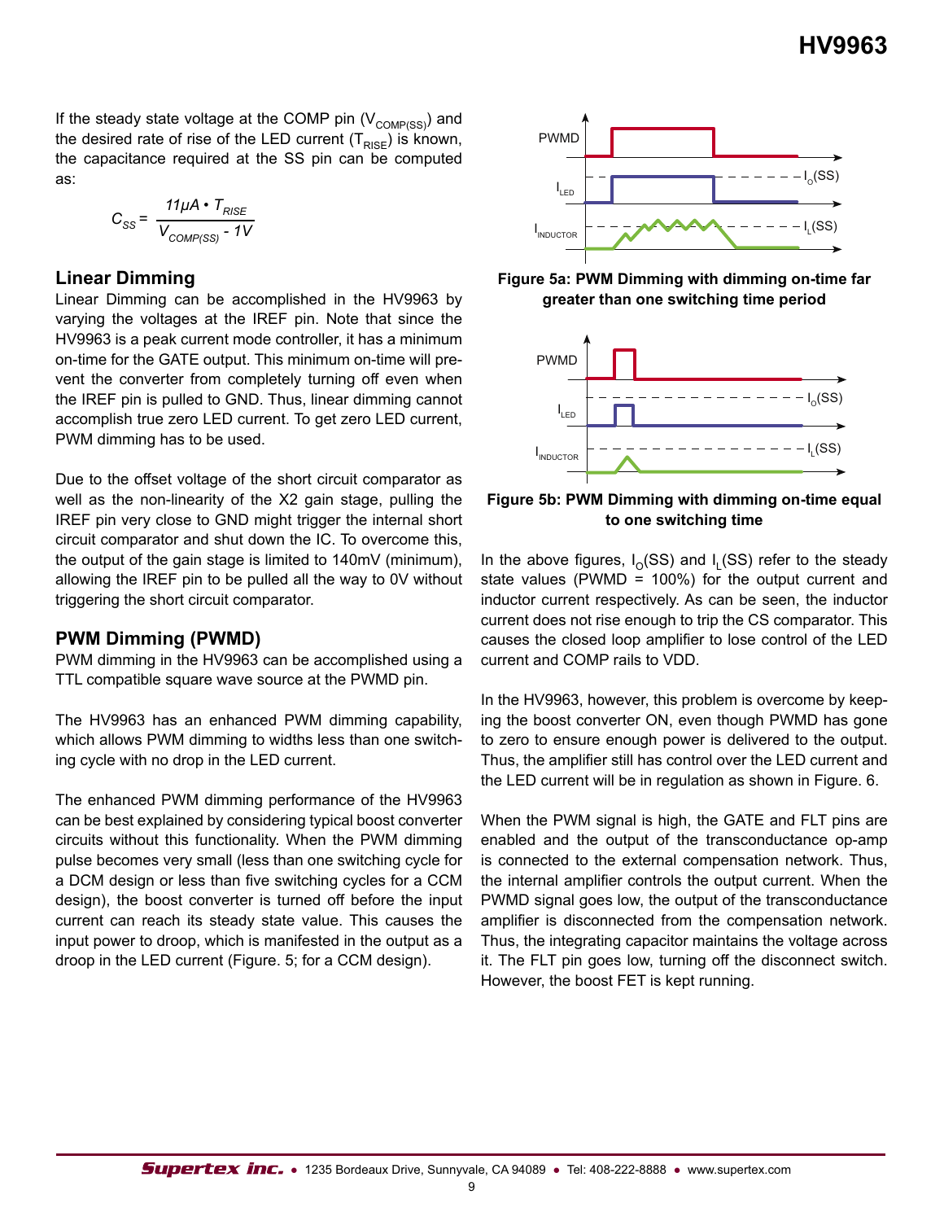If the steady state voltage at the COMP pin ($V_{COMP(SS)}$) and the desired rate of rise of the LED current ($T_{RISE}$) is known, the capacitance required at the SS pin can be computed as:

$$C_{SS} = \frac{11\mu A \cdot T_{RISE}}{V_{COMP(SS)} - 1V}$$

### Linear Dimming

Linear Dimming can be accomplished in the HV9963 by varying the voltages at the IREF pin. Note that since the HV9963 is a peak current mode controller, it has a minimum on-time for the GATE output. This minimum on-time will prevent the converter from completely turning off even when the IREF pin is pulled to GND. Thus, linear dimming cannot accomplish true zero LED current. To get zero LED current, PWM dimming has to be used.

Due to the offset voltage of the short circuit comparator as well as the non-linearity of the X2 gain stage, pulling the IREF pin very close to GND might trigger the internal short circuit comparator and shut down the IC. To overcome this, the output of the gain stage is limited to 140mV (minimum), allowing the IREF pin to be pulled all the way to 0V without triggering the short circuit comparator.

### PWM Dimming (PWMD)

PWM dimming in the HV9963 can be accomplished using a TTL compatible square wave source at the PWMD pin.

The HV9963 has an enhanced PWM dimming capability, which allows PWM dimming to widths less than one switching cycle with no drop in the LED current.

The enhanced PWM dimming performance of the HV9963 can be best explained by considering typical boost converter circuits without this functionality. When the PWM dimming pulse becomes very small (less than one switching cycle for a DCM design or less than five switching cycles for a CCM design), the boost converter is turned off before the input current can reach its steady state value. This causes the input power to droop, which is manifested in the output as a droop in the LED current (Figure. 5; for a CCM design).

**Figure 5a: PWM Dimming with dimming on-time far greater than one switching time period**

**Figure 5b: PWM Dimming with dimming on-time equal to one switching time**

In the above figures, $I_O$(SS) and $I_L$(SS) refer to the steady state values (PWMD = 100%) for the output current and inductor current respectively. As can be seen, the inductor current does not rise enough to trip the CS comparator. This causes the closed loop amplifier to lose control of the LED current and COMP rails to VDD.

In the HV9963, however, this problem is overcome by keeping the boost converter ON, even though PWMD has gone to zero to ensure enough power is delivered to the output. Thus, the amplifier still has control over the LED current and the LED current will be in regulation as shown in Figure. 6.

When the PWM signal is high, the GATE and FLT pins are enabled and the output of the transconductance op-amp is connected to the external compensation network. Thus, the internal amplifier controls the output current. When the PWMD signal goes low, the output of the transconductance amplifier is disconnected from the compensation network. Thus, the integrating capacitor maintains the voltage across it. The FLT pin goes low, turning off the disconnect switch. However, the boost FET is kept running.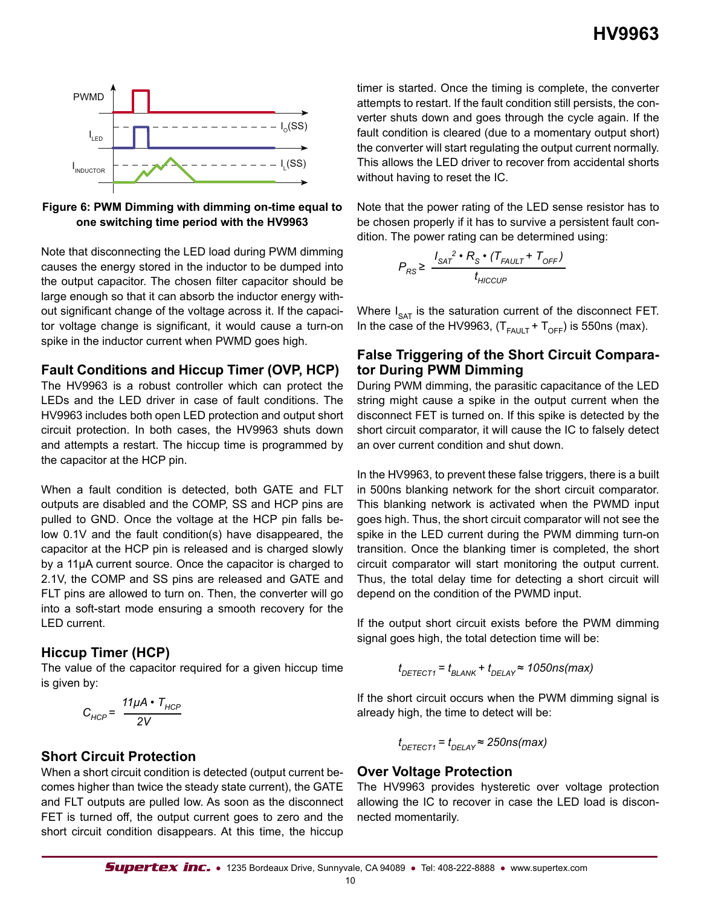**Figure 6: PWM Dimming with dimming on-time equal to one switching time period with the HV9963**

Note that disconnecting the LED load during PWM dimming causes the energy stored in the inductor to be dumped into the output capacitor. The chosen filter capacitor should be large enough so that it can absorb the inductor energy without significant change of the voltage across it. If the capacitor voltage change is significant, it would cause a turn-on spike in the inductor current when PWMD goes high.

## Fault Conditions and Hiccup Timer (OVP, HCP)

The HV9963 is a robust controller which can protect the LEDs and the LED driver in case of fault conditions. The HV9963 includes both open LED protection and output short circuit protection. In both cases, the HV9963 shuts down and attempts a restart. The hiccup time is programmed by the capacitor at the HCP pin.

When a fault condition is detected, both GATE and FLT outputs are disabled and the COMP, SS and HCP pins are pulled to GND. Once the voltage at the HCP pin falls below 0.1V and the fault condition(s) have disappeared, the capacitor at the HCP pin is released and is charged slowly by a 11µA current source. Once the capacitor is charged to 2.1V, the COMP and SS pins are released and GATE and FLT pins are allowed to turn on. Then, the converter will go into a soft-start mode ensuring a smooth recovery for the LED current.

## Hiccup Timer (HCP)

The value of the capacitor required for a given hiccup time is given by:

$$C_{HCP} = \frac{11\mu A \cdot T_{HCP}}{2V}$$

## Short Circuit Protection

When a short circuit condition is detected (output current becomes higher than twice the steady state current), the GATE and FLT outputs are pulled low. As soon as the disconnect FET is turned off, the output current goes to zero and the short circuit condition disappears. At this time, the hiccup timer is started. Once the timing is complete, the converter attempts to restart. If the fault condition still persists, the converter shuts down and goes through the cycle again. If the fault condition is cleared (due to a momentary output short) the converter will start regulating the output current normally. This allows the LED driver to recover from accidental shorts without having to reset the IC.

Note that the power rating of the LED sense resistor has to be chosen properly if it has to survive a persistent fault condition. The power rating can be determined using:

$$P_{RS} \geq \frac{I_{SAT}^{2} \cdot R_S \cdot (T_{FAULT} + T_{OFF})}{t_{HICCUP}}$$

Where $I_{SAT}$ is the saturation current of the disconnect FET. In the case of the HV9963, $(T_{FAULT} + T_{OFF})$ is 550ns (max).

## False Triggering of the Short Circuit Comparator During PWM Dimming

During PWM dimming, the parasitic capacitance of the LED string might cause a spike in the output current when the disconnect FET is turned on. If this spike is detected by the short circuit comparator, it will cause the IC to falsely detect an over current condition and shut down.

In the HV9963, to prevent these false triggers, there is a built in 500ns blanking network for the short circuit comparator. This blanking network is activated when the PWMD input goes high. Thus, the short circuit comparator will not see the spike in the LED current during the PWM dimming turn-on transition. Once the blanking timer is completed, the short circuit comparator will start monitoring the output current. Thus, the total delay time for detecting a short circuit will depend on the condition of the PWMD input.

If the output short circuit exists before the PWM dimming signal goes high, the total detection time will be:

$$t_{DETECT1} = t_{BLANK} + t_{DELAY} \approx 1050ns(max)$$

If the short circuit occurs when the PWM dimming signal is already high, the time to detect will be:

$$t_{DETECT1} = t_{DELAY} \approx 250ns(max)$$

## Over Voltage Protection

The HV9963 provides hysteretic over voltage protection allowing the IC to recover in case the LED load is disconnected momentarily.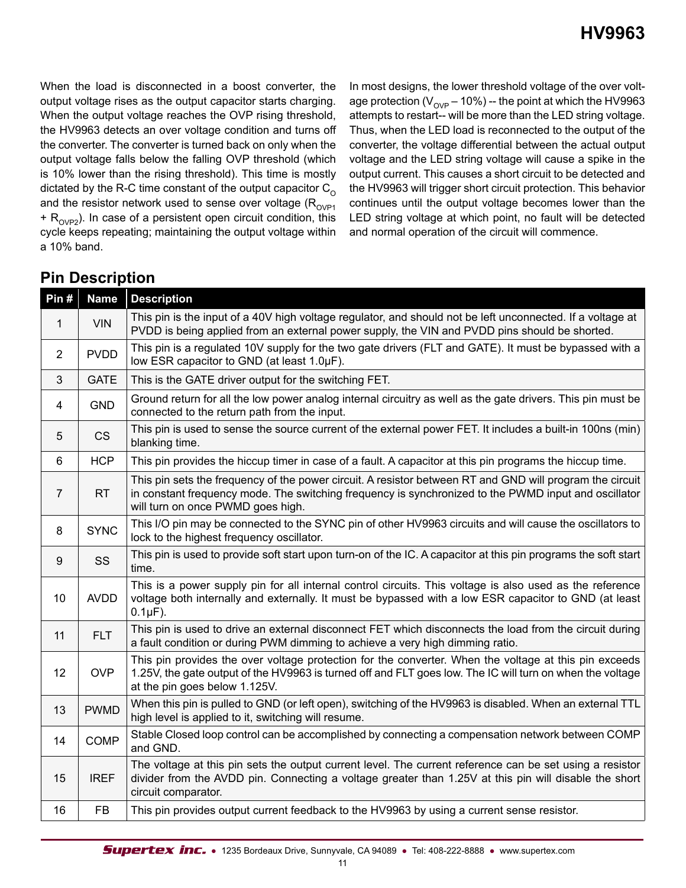When the load is disconnected in a boost converter, the output voltage rises as the output capacitor starts charging. When the output voltage reaches the OVP rising threshold, the HV9963 detects an over voltage condition and turns off the converter. The converter is turned back on only when the output voltage falls below the falling OVP threshold (which is 10% lower than the rising threshold). This time is mostly dictated by the R-C time constant of the output capacitor $C_O$ and the resistor network used to sense over voltage ($R_{OVP1}$ + $R_{OVP2}$). In case of a persistent open circuit condition, this cycle keeps repeating; maintaining the output voltage within a 10% band.

In most designs, the lower threshold voltage of the over voltage protection ($V_{OVP}$ – 10%) -- the point at which the HV9963 attempts to restart-- will be more than the LED string voltage. Thus, when the LED load is reconnected to the output of the converter, the voltage differential between the actual output voltage and the LED string voltage will cause a spike in the output current. This causes a short circuit to be detected and the HV9963 will trigger short circuit protection. This behavior continues until the output voltage becomes lower than the LED string voltage at which point, no fault will be detected and normal operation of the circuit will commence.

## Pin Description

| Pin # | Name | Description |
|---|---|---|
| 1 | VIN | This pin is the input of a 40V high voltage regulator, and should not be left unconnected. If a voltage at PVDD is being applied from an external power supply, the VIN and PVDD pins should be shorted. |
| 2 | PVDD | This pin is a regulated 10V supply for the two gate drivers (FLT and GATE). It must be bypassed with a low ESR capacitor to GND (at least 1.0µF). |
| 3 | GATE | This is the GATE driver output for the switching FET. |
| 4 | GND | Ground return for all the low power analog internal circuitry as well as the gate drivers. This pin must be connected to the return path from the input. |
| 5 | CS | This pin is used to sense the source current of the external power FET. It includes a built-in 100ns (min) blanking time. |
| 6 | HCP | This pin provides the hiccup timer in case of a fault. A capacitor at this pin programs the hiccup time. |
| 7 | RT | This pin sets the frequency of the power circuit. A resistor between RT and GND will program the circuit in constant frequency mode. The switching frequency is synchronized to the PWMD input and oscillator will turn on once PWMD goes high. |
| 8 | SYNC | This I/O pin may be connected to the SYNC pin of other HV9963 circuits and will cause the oscillators to lock to the highest frequency oscillator. |
| 9 | SS | This pin is used to provide soft start upon turn-on of the IC. A capacitor at this pin programs the soft start time. |
| 10 | AVDD | This is a power supply pin for all internal control circuits. This voltage is also used as the reference voltage both internally and externally. It must be bypassed with a low ESR capacitor to GND (at least 0.1µF). |
| 11 | FLT | This pin is used to drive an external disconnect FET which disconnects the load from the circuit during a fault condition or during PWM dimming to achieve a very high dimming ratio. |
| 12 | OVP | This pin provides the over voltage protection for the converter. When the voltage at this pin exceeds 1.25V, the gate output of the HV9963 is turned off and FLT goes low. The IC will turn on when the voltage at the pin goes below 1.125V. |
| 13 | PWMD | When this pin is pulled to GND (or left open), switching of the HV9963 is disabled. When an external TTL high level is applied to it, switching will resume. |
| 14 | COMP | Stable Closed loop control can be accomplished by connecting a compensation network between COMP and GND. |
| 15 | IREF | The voltage at this pin sets the output current level. The current reference can be set using a resistor divider from the AVDD pin. Connecting a voltage greater than 1.25V at this pin will disable the short circuit comparator. |
| 16 | FB | This pin provides output current feedback to the HV9963 by using a current sense resistor. |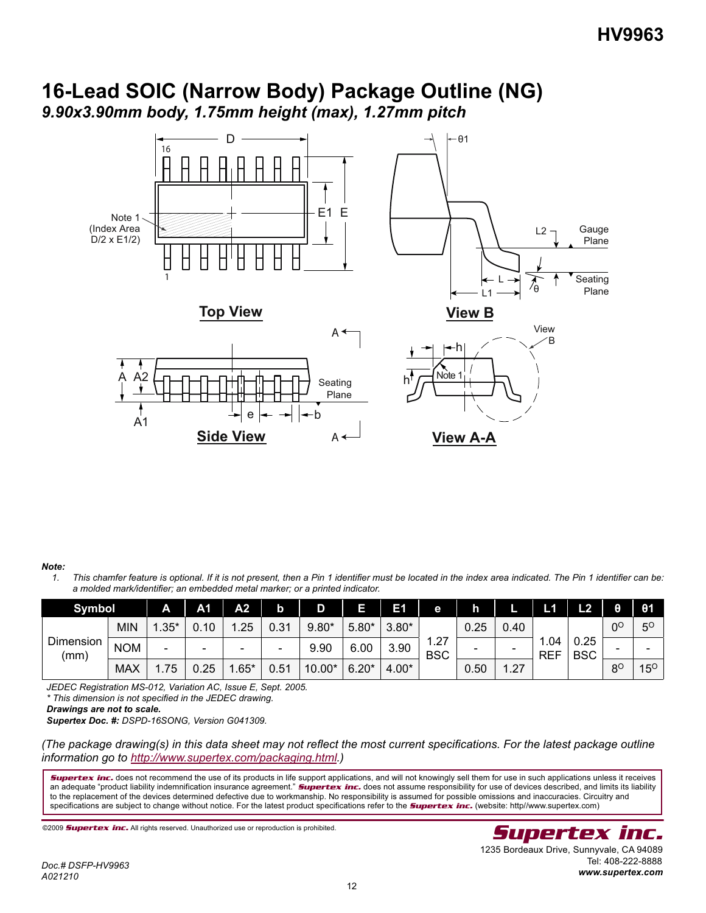# 16-Lead SOIC (Narrow Body) Package Outline (NG)

***9.90x3.90mm body, 1.75mm height (max), 1.27mm pitch***

D
16
1
E1 E
Note 1
(Index Area
D/2 x E1/2)

**Top View**

θ1
L2
Gauge Plane
Seating Plane
L
L1
θ

**View B**

A
A2
A1
Seating Plane
e
b

**Side View**

A
A
h
h
Note 1
View B

**View A-A**

***Note:***

1. *This chamfer feature is optional. If it is not present, then a Pin 1 identifier must be located in the index area indicated. The Pin 1 identifier can be: a molded mark/identifier; an embedded metal marker; or a printed indicator.*

| Symbol | | A | A1 | A2 | b | D | E | E1 | e | h | L | L1 | L2 | θ | θ1 |
|---|---|---|---|---|---|---|---|---|---|---|---|---|---|---|---|
| Dimension (mm) | MIN | 1.35* | 0.10 | 1.25 | 0.31 | 9.80* | 5.80* | 3.80* | 1.27 BSC | 0.25 | 0.40 | 1.04 REF | 0.25 BSC | 0° | 5° |
| | NOM | - | - | - | - | 9.90 | 6.00 | 3.90 | | - | - | | | - | - |
| | MAX | 1.75 | 0.25 | 1.65* | 0.51 | 10.00* | 6.20* | 4.00* | | 0.50 | 1.27 | | | 8° | 15° |

*JEDEC Registration MS-012, Variation AC, Issue E, Sept. 2005.*
*\* This dimension is not specified in the JEDEC drawing.*
***Drawings are not to scale.***
***Supertex Doc. #:** DSPD-16SONG, Version G041309.*

*(The package drawing(s) in this data sheet may not reflect the most current specifications. For the latest package outline information go to http://www.supertex.com/packaging.html.)*

***Supertex inc.*** does not recommend the use of its products in life support applications, and will not knowingly sell them for use in such applications unless it receives an adequate "product liability indemnification insurance agreement." ***Supertex inc.*** does not assume responsibility for use of devices described, and limits its liability to the replacement of the devices determined defective due to workmanship. No responsibility is assumed for possible omissions and inaccuracies. Circuitry and specifications are subject to change without notice. For the latest product specifications refer to the ***Supertex inc.*** (website: http//www.supertex.com)

©2009 ***Supertex inc.*** All rights reserved. Unauthorized use or reproduction is prohibited.

***Supertex inc.***
1235 Bordeaux Drive, Sunnyvale, CA 94089
Tel: 408-222-8888
***www.supertex.com***

*Doc.# DSFP-HV9963*
*A021210*